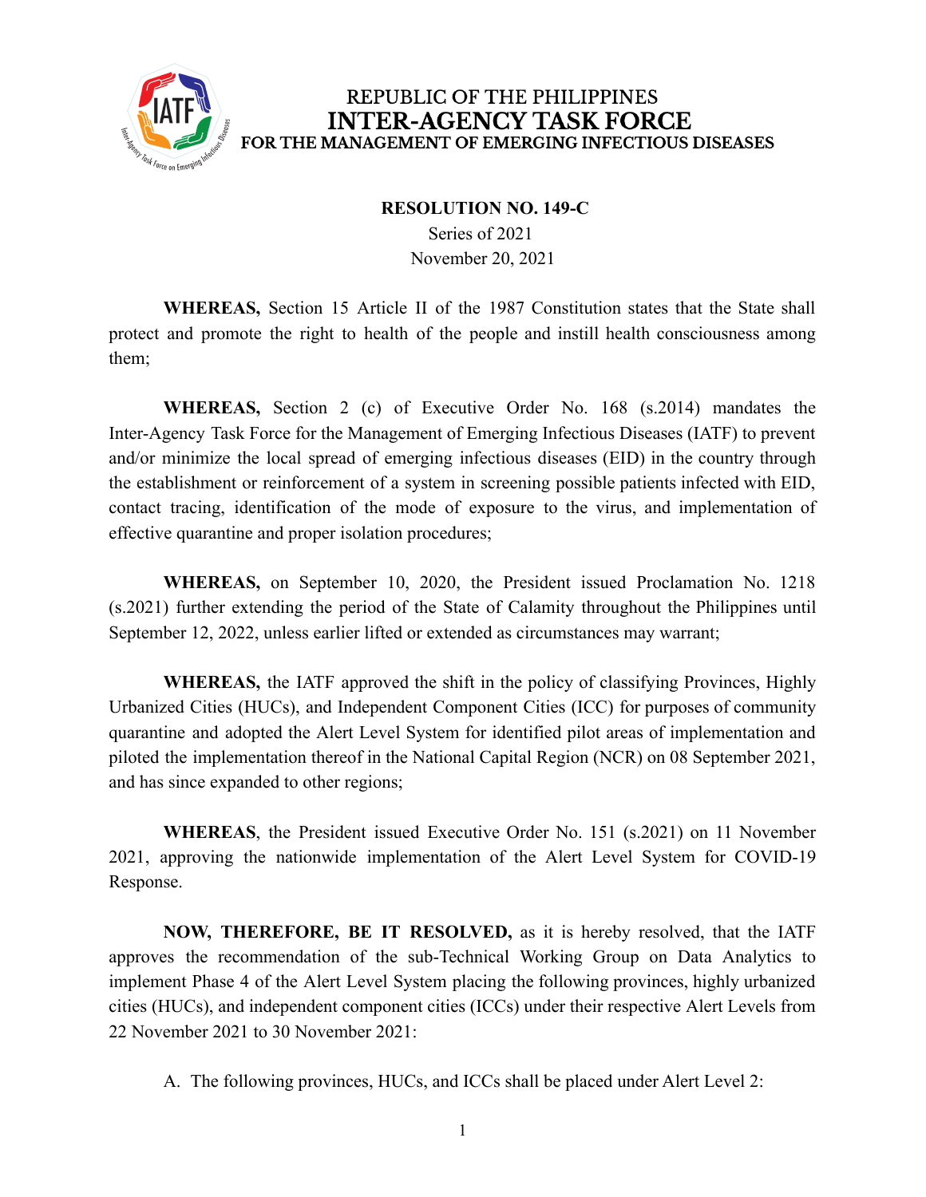REPUBLIC OF THE PHILIPPINES
**INTER-AGENCY TASK FORCE**
**FOR THE MANAGEMENT OF EMERGING INFECTIOUS DISEASES**

**RESOLUTION NO. 149-C**
Series of 2021
November 20, 2021

**WHEREAS,** Section 15 Article II of the 1987 Constitution states that the State shall protect and promote the right to health of the people and instill health consciousness among them;

**WHEREAS,** Section 2 (c) of Executive Order No. 168 (s.2014) mandates the Inter-Agency Task Force for the Management of Emerging Infectious Diseases (IATF) to prevent and/or minimize the local spread of emerging infectious diseases (EID) in the country through the establishment or reinforcement of a system in screening possible patients infected with EID, contact tracing, identification of the mode of exposure to the virus, and implementation of effective quarantine and proper isolation procedures;

**WHEREAS,** on September 10, 2020, the President issued Proclamation No. 1218 (s.2021) further extending the period of the State of Calamity throughout the Philippines until September 12, 2022, unless earlier lifted or extended as circumstances may warrant;

**WHEREAS,** the IATF approved the shift in the policy of classifying Provinces, Highly Urbanized Cities (HUCs), and Independent Component Cities (ICC) for purposes of community quarantine and adopted the Alert Level System for identified pilot areas of implementation and piloted the implementation thereof in the National Capital Region (NCR) on 08 September 2021, and has since expanded to other regions;

**WHEREAS**, the President issued Executive Order No. 151 (s.2021) on 11 November 2021, approving the nationwide implementation of the Alert Level System for COVID-19 Response.

**NOW, THEREFORE, BE IT RESOLVED,** as it is hereby resolved, that the IATF approves the recommendation of the sub-Technical Working Group on Data Analytics to implement Phase 4 of the Alert Level System placing the following provinces, highly urbanized cities (HUCs), and independent component cities (ICCs) under their respective Alert Levels from 22 November 2021 to 30 November 2021:

A. The following provinces, HUCs, and ICCs shall be placed under Alert Level 2: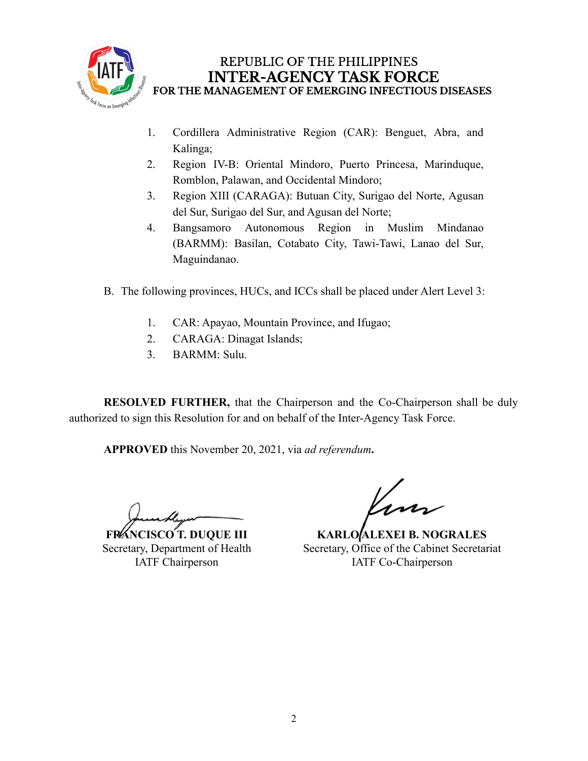1. Cordillera Administrative Region (CAR): Benguet, Abra, and Kalinga;
2. Region IV-B: Oriental Mindoro, Puerto Princesa, Marinduque, Romblon, Palawan, and Occidental Mindoro;
3. Region XIII (CARAGA): Butuan City, Surigao del Norte, Agusan del Sur, Surigao del Sur, and Agusan del Norte;
4. Bangsamoro Autonomous Region in Muslim Mindanao (BARMM): Basilan, Cotabato City, Tawi-Tawi, Lanao del Sur, Maguindanao.

B. The following provinces, HUCs, and ICCs shall be placed under Alert Level 3:

1. CAR: Apayao, Mountain Province, and Ifugao;
2. CARAGA: Dinagat Islands;
3. BARMM: Sulu.

**RESOLVED FURTHER,** that the Chairperson and the Co-Chairperson shall be duly authorized to sign this Resolution for and on behalf of the Inter-Agency Task Force.

**APPROVED** this November 20, 2021, via *ad referendum***.**

**FRANCISCO T. DUQUE III**
Secretary, Department of Health
IATF Chairperson

**KARLO ALEXEI B. NOGRALES**
Secretary, Office of the Cabinet Secretariat
IATF Co-Chairperson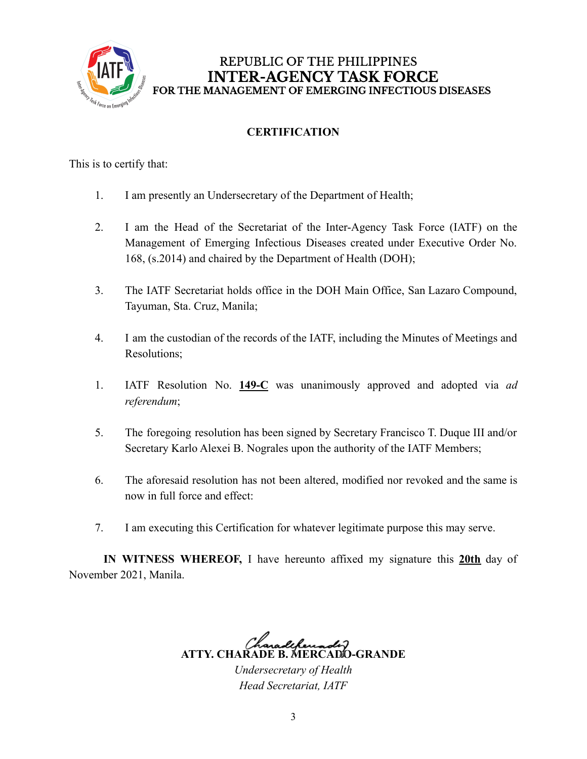REPUBLIC OF THE PHILIPPINES
**INTER-AGENCY TASK FORCE**
**FOR THE MANAGEMENT OF EMERGING INFECTIOUS DISEASES**

## CERTIFICATION

This is to certify that:

1. I am presently an Undersecretary of the Department of Health;

2. I am the Head of the Secretariat of the Inter-Agency Task Force (IATF) on the Management of Emerging Infectious Diseases created under Executive Order No. 168, (s.2014) and chaired by the Department of Health (DOH);

3. The IATF Secretariat holds office in the DOH Main Office, San Lazaro Compound, Tayuman, Sta. Cruz, Manila;

4. I am the custodian of the records of the IATF, including the Minutes of Meetings and Resolutions;

1. IATF Resolution No. **149-C** was unanimously approved and adopted via *ad referendum*;

5. The foregoing resolution has been signed by Secretary Francisco T. Duque III and/or Secretary Karlo Alexei B. Nograles upon the authority of the IATF Members;

6. The aforesaid resolution has not been altered, modified nor revoked and the same is now in full force and effect:

7. I am executing this Certification for whatever legitimate purpose this may serve.

**IN WITNESS WHEREOF,** I have hereunto affixed my signature this **20th** day of November 2021, Manila.

**ATTY. CHARADE B. MERCADO-GRANDE**
*Undersecretary of Health*
*Head Secretariat, IATF*